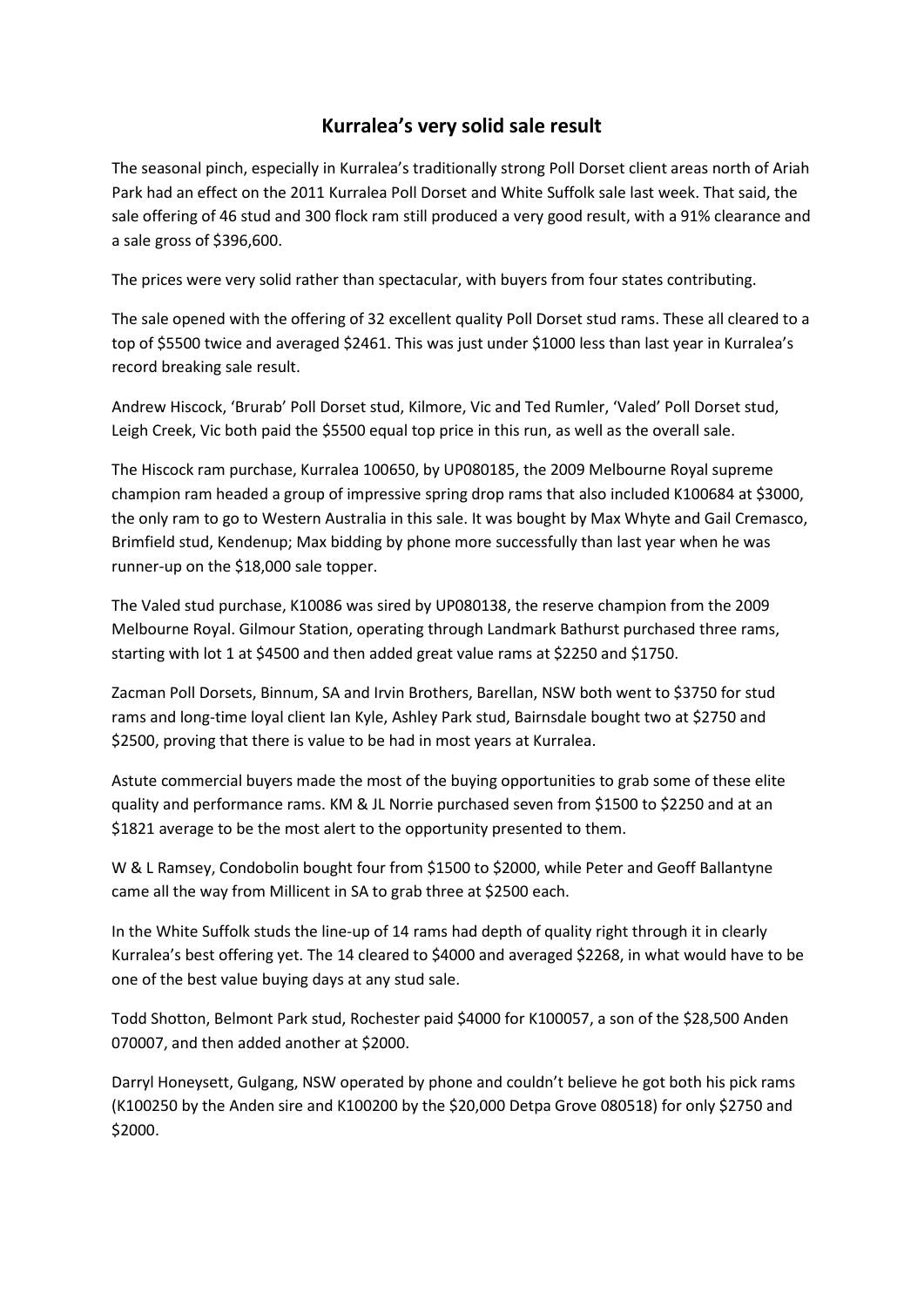# Kurralea's very solid sale result

The seasonal pinch, especially in Kurralea's traditionally strong Poll Dorset client areas north of Ariah Park had an effect on the 2011 Kurralea Poll Dorset and White Suffolk sale last week. That said, the sale offering of 46 stud and 300 flock ram still produced a very good result, with a 91% clearance and a sale gross of $396,600.

The prices were very solid rather than spectacular, with buyers from four states contributing.

The sale opened with the offering of 32 excellent quality Poll Dorset stud rams. These all cleared to a top of $5500 twice and averaged $2461. This was just under $1000 less than last year in Kurralea's record breaking sale result.

Andrew Hiscock, 'Brurab' Poll Dorset stud, Kilmore, Vic and Ted Rumler, 'Valed' Poll Dorset stud, Leigh Creek, Vic both paid the $5500 equal top price in this run, as well as the overall sale.

The Hiscock ram purchase, Kurralea 100650, by UP080185, the 2009 Melbourne Royal supreme champion ram headed a group of impressive spring drop rams that also included K100684 at $3000, the only ram to go to Western Australia in this sale. It was bought by Max Whyte and Gail Cremasco, Brimfield stud, Kendenup; Max bidding by phone more successfully than last year when he was runner-up on the $18,000 sale topper.

The Valed stud purchase, K10086 was sired by UP080138, the reserve champion from the 2009 Melbourne Royal. Gilmour Station, operating through Landmark Bathurst purchased three rams, starting with lot 1 at $4500 and then added great value rams at $2250 and $1750.

Zacman Poll Dorsets, Binnum, SA and Irvin Brothers, Barellan, NSW both went to $3750 for stud rams and long-time loyal client Ian Kyle, Ashley Park stud, Bairnsdale bought two at $2750 and $2500, proving that there is value to be had in most years at Kurralea.

Astute commercial buyers made the most of the buying opportunities to grab some of these elite quality and performance rams. KM & JL Norrie purchased seven from $1500 to $2250 and at an $1821 average to be the most alert to the opportunity presented to them.

W & L Ramsey, Condobolin bought four from $1500 to $2000, while Peter and Geoff Ballantyne came all the way from Millicent in SA to grab three at $2500 each.

In the White Suffolk studs the line-up of 14 rams had depth of quality right through it in clearly Kurralea's best offering yet. The 14 cleared to $4000 and averaged $2268, in what would have to be one of the best value buying days at any stud sale.

Todd Shotton, Belmont Park stud, Rochester paid $4000 for K100057, a son of the $28,500 Anden 070007, and then added another at $2000.

Darryl Honeysett, Gulgang, NSW operated by phone and couldn't believe he got both his pick rams (K100250 by the Anden sire and K100200 by the $20,000 Detpa Grove 080518) for only $2750 and $2000.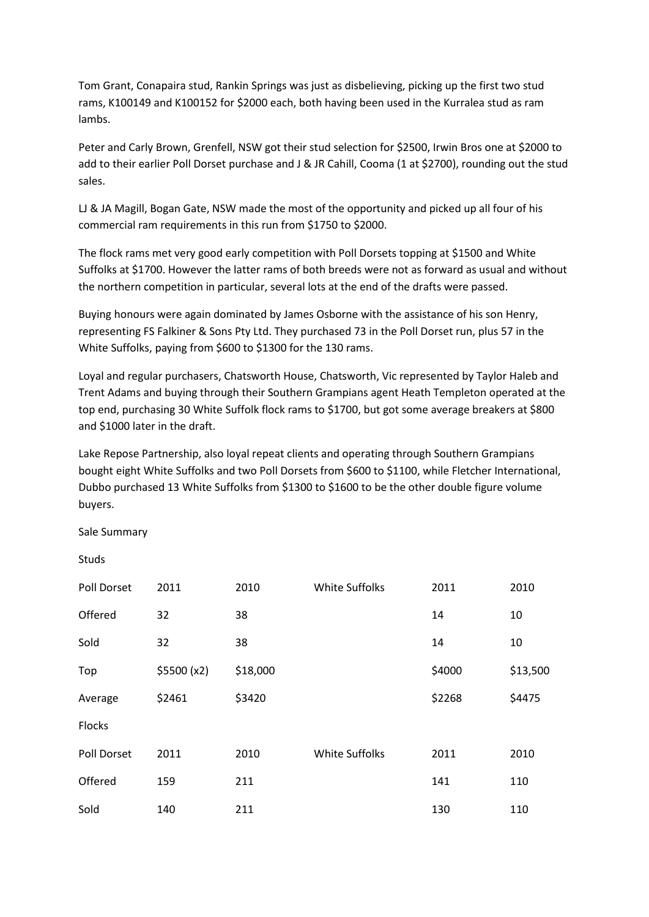Tom Grant, Conapaira stud, Rankin Springs was just as disbelieving, picking up the first two stud rams, K100149 and K100152 for $2000 each, both having been used in the Kurralea stud as ram lambs.

Peter and Carly Brown, Grenfell, NSW got their stud selection for $2500, Irwin Bros one at $2000 to add to their earlier Poll Dorset purchase and J & JR Cahill, Cooma (1 at $2700), rounding out the stud sales.

LJ & JA Magill, Bogan Gate, NSW made the most of the opportunity and picked up all four of his commercial ram requirements in this run from $1750 to $2000.

The flock rams met very good early competition with Poll Dorsets topping at $1500 and White Suffolks at $1700. However the latter rams of both breeds were not as forward as usual and without the northern competition in particular, several lots at the end of the drafts were passed.

Buying honours were again dominated by James Osborne with the assistance of his son Henry, representing FS Falkiner & Sons Pty Ltd. They purchased 73 in the Poll Dorset run, plus 57 in the White Suffolks, paying from $600 to $1300 for the 130 rams.

Loyal and regular purchasers, Chatsworth House, Chatsworth, Vic represented by Taylor Haleb and Trent Adams and buying through their Southern Grampians agent Heath Templeton operated at the top end, purchasing 30 White Suffolk flock rams to $1700, but got some average breakers at $800 and $1000 later in the draft.

Lake Repose Partnership, also loyal repeat clients and operating through Southern Grampians bought eight White Suffolks and two Poll Dorsets from $600 to $1100, while Fletcher International, Dubbo purchased 13 White Suffolks from $1300 to $1600 to be the other double figure volume buyers.

Sale Summary

Studs

| Poll Dorset | 2011 | 2010 | White Suffolks | 2011 | 2010 |
|---|---|---|---|---|---|
| Offered | 32 | 38 | | 14 | 10 |
| Sold | 32 | 38 | | 14 | 10 |
| Top | $5500 (x2) | $18,000 | | $4000 | $13,500 |
| Average | $2461 | $3420 | | $2268 | $4475 |

Flocks

| Poll Dorset | 2011 | 2010 | White Suffolks | 2011 | 2010 |
|---|---|---|---|---|---|
| Offered | 159 | 211 | | 141 | 110 |
| Sold | 140 | 211 | | 130 | 110 |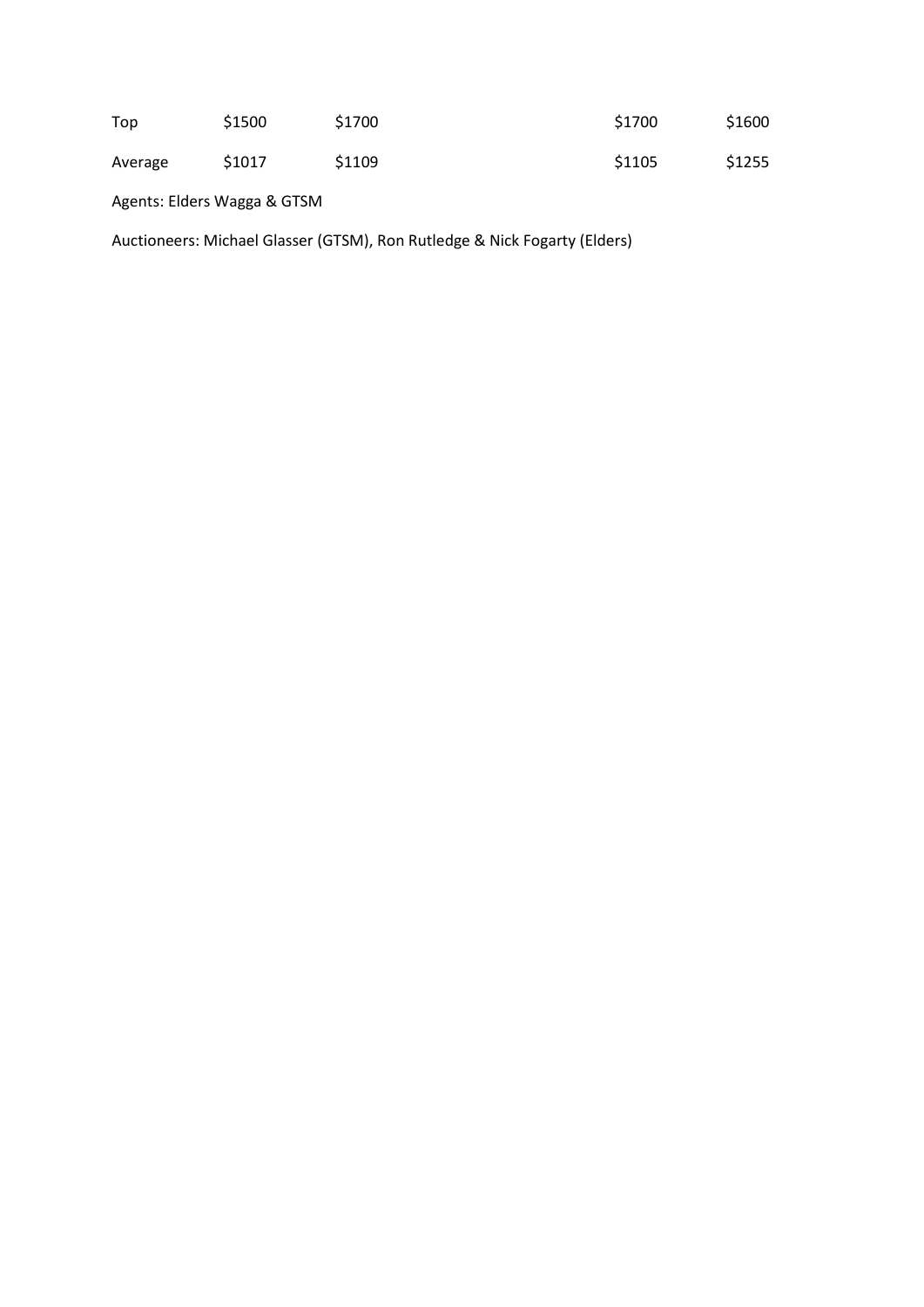| | | | | | |
|---|---|---|---|---|---|
| Top | $1500 | $1700 | | $1700 | $1600 |
| Average | $1017 | $1109 | | $1105 | $1255 |

Agents: Elders Wagga & GTSM

Auctioneers: Michael Glasser (GTSM), Ron Rutledge & Nick Fogarty (Elders)